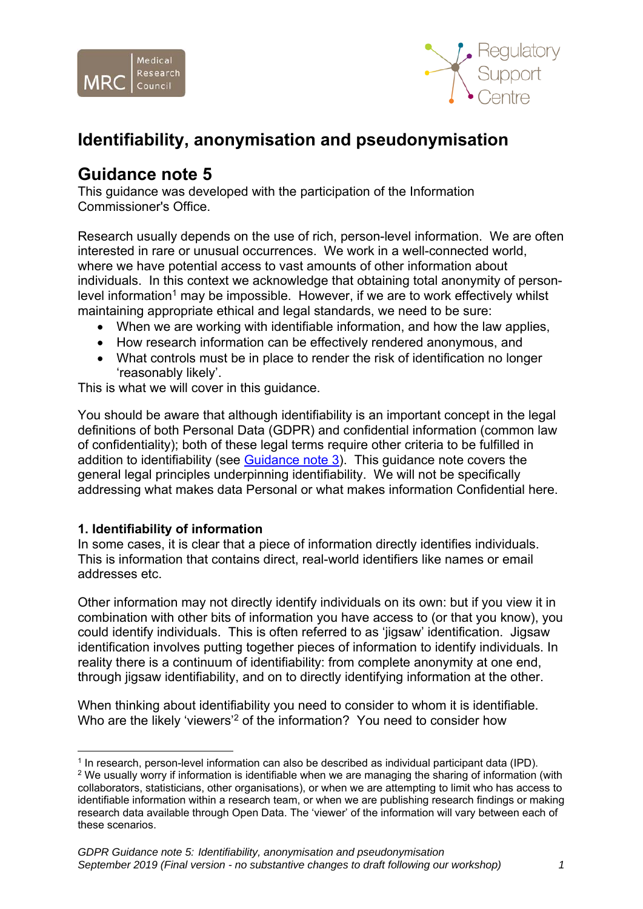# Identifiability, anonymisation and pseudonymisation

## Guidance note 5

This guidance was developed with the participation of the Information Commissioner's Office.

Research usually depends on the use of rich, person-level information. We are often interested in rare or unusual occurrences. We work in a well-connected world, where we have potential access to vast amounts of other information about individuals. In this context we acknowledge that obtaining total anonymity of person-level information[1] may be impossible. However, if we are to work effectively whilst maintaining appropriate ethical and legal standards, we need to be sure:

- When we are working with identifiable information, and how the law applies,
- How research information can be effectively rendered anonymous, and
- What controls must be in place to render the risk of identification no longer 'reasonably likely'.

This is what we will cover in this guidance.

You should be aware that although identifiability is an important concept in the legal definitions of both Personal Data (GDPR) and confidential information (common law of confidentiality); both of these legal terms require other criteria to be fulfilled in addition to identifiability (see Guidance note 3). This guidance note covers the general legal principles underpinning identifiability. We will not be specifically addressing what makes data Personal or what makes information Confidential here.

### 1. Identifiability of information

In some cases, it is clear that a piece of information directly identifies individuals. This is information that contains direct, real-world identifiers like names or email addresses etc.

Other information may not directly identify individuals on its own: but if you view it in combination with other bits of information you have access to (or that you know), you could identify individuals. This is often referred to as 'jigsaw' identification. Jigsaw identification involves putting together pieces of information to identify individuals. In reality there is a continuum of identifiability: from complete anonymity at one end, through jigsaw identifiability, and on to directly identifying information at the other.

When thinking about identifiability you need to consider to whom it is identifiable. Who are the likely 'viewers'[2] of the information? You need to consider how

---

[1] In research, person-level information can also be described as individual participant data (IPD).

[2] We usually worry if information is identifiable when we are managing the sharing of information (with collaborators, statisticians, other organisations), or when we are attempting to limit who has access to identifiable information within a research team, or when we are publishing research findings or making research data available through Open Data. The 'viewer' of the information will vary between each of these scenarios.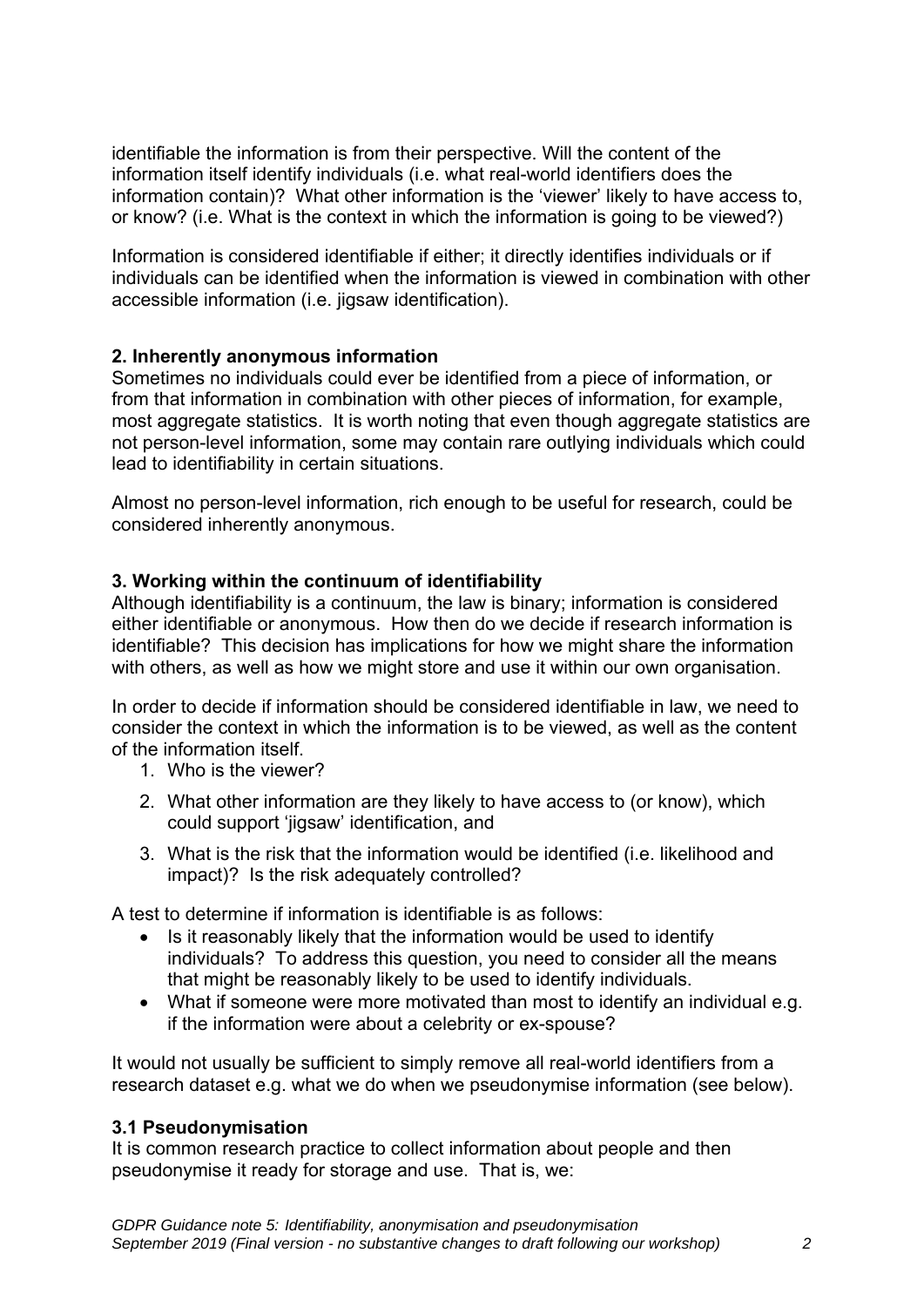identifiable the information is from their perspective. Will the content of the information itself identify individuals (i.e. what real-world identifiers does the information contain)? What other information is the 'viewer' likely to have access to, or know? (i.e. What is the context in which the information is going to be viewed?)

Information is considered identifiable if either; it directly identifies individuals or if individuals can be identified when the information is viewed in combination with other accessible information (i.e. jigsaw identification).

## 2. Inherently anonymous information

Sometimes no individuals could ever be identified from a piece of information, or from that information in combination with other pieces of information, for example, most aggregate statistics. It is worth noting that even though aggregate statistics are not person-level information, some may contain rare outlying individuals which could lead to identifiability in certain situations.

Almost no person-level information, rich enough to be useful for research, could be considered inherently anonymous.

## 3. Working within the continuum of identifiability

Although identifiability is a continuum, the law is binary; information is considered either identifiable or anonymous. How then do we decide if research information is identifiable? This decision has implications for how we might share the information with others, as well as how we might store and use it within our own organisation.

In order to decide if information should be considered identifiable in law, we need to consider the context in which the information is to be viewed, as well as the content of the information itself.

1. Who is the viewer?
2. What other information are they likely to have access to (or know), which could support 'jigsaw' identification, and
3. What is the risk that the information would be identified (i.e. likelihood and impact)? Is the risk adequately controlled?

A test to determine if information is identifiable is as follows:

- Is it reasonably likely that the information would be used to identify individuals? To address this question, you need to consider all the means that might be reasonably likely to be used to identify individuals.
- What if someone were more motivated than most to identify an individual e.g. if the information were about a celebrity or ex-spouse?

It would not usually be sufficient to simply remove all real-world identifiers from a research dataset e.g. what we do when we pseudonymise information (see below).

### 3.1 Pseudonymisation

It is common research practice to collect information about people and then pseudonymise it ready for storage and use. That is, we: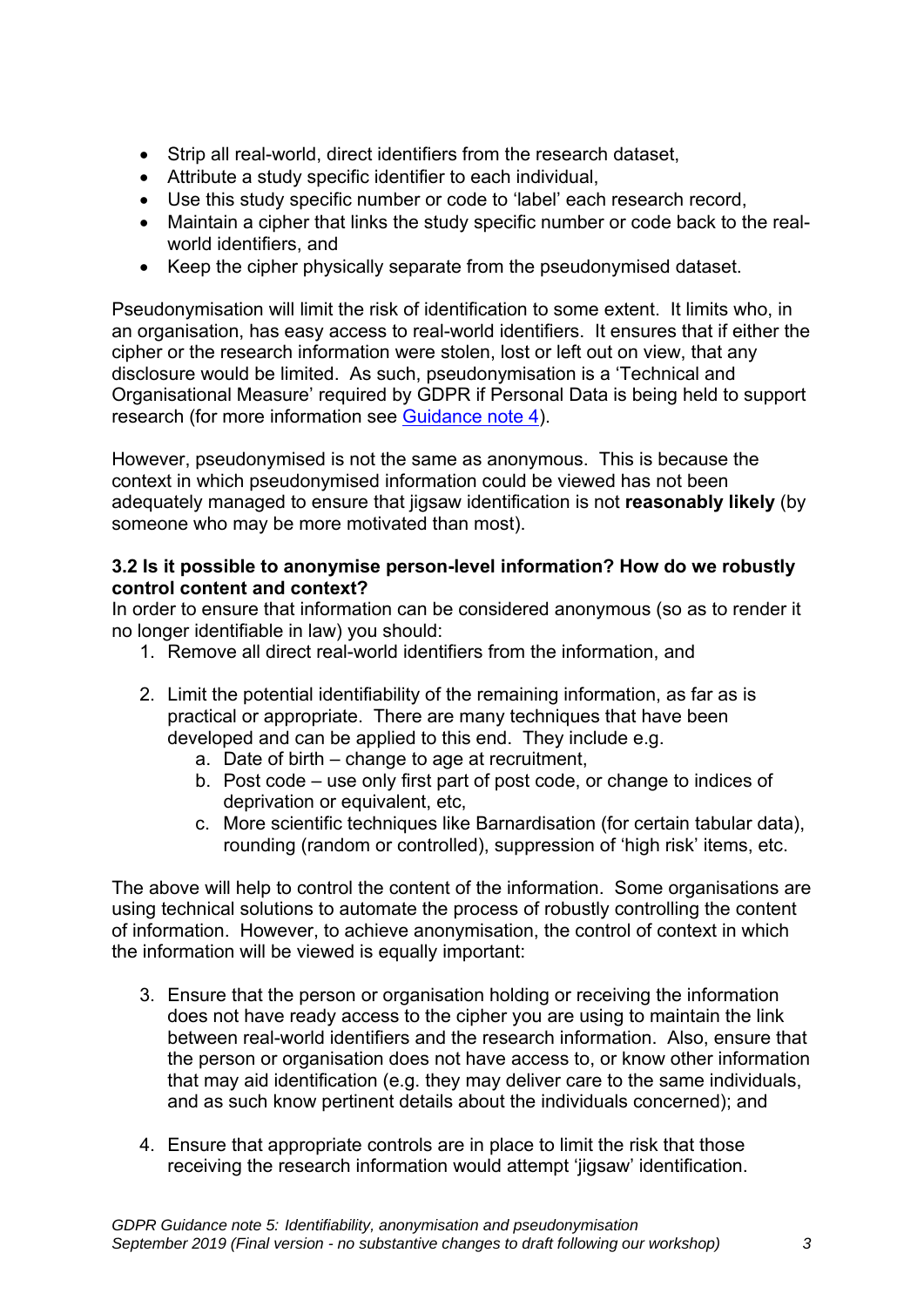- Strip all real-world, direct identifiers from the research dataset,
- Attribute a study specific identifier to each individual,
- Use this study specific number or code to 'label' each research record,
- Maintain a cipher that links the study specific number or code back to the real-world identifiers, and
- Keep the cipher physically separate from the pseudonymised dataset.

Pseudonymisation will limit the risk of identification to some extent. It limits who, in an organisation, has easy access to real-world identifiers. It ensures that if either the cipher or the research information were stolen, lost or left out on view, that any disclosure would be limited. As such, pseudonymisation is a 'Technical and Organisational Measure' required by GDPR if Personal Data is being held to support research (for more information see [Guidance note 4](#)).

However, pseudonymised is not the same as anonymous. This is because the context in which pseudonymised information could be viewed has not been adequately managed to ensure that jigsaw identification is not **reasonably likely** (by someone who may be more motivated than most).

**3.2 Is it possible to anonymise person-level information? How do we robustly control content and context?**

In order to ensure that information can be considered anonymous (so as to render it no longer identifiable in law) you should:

1. Remove all direct real-world identifiers from the information, and

2. Limit the potential identifiability of the remaining information, as far as is practical or appropriate. There are many techniques that have been developed and can be applied to this end. They include e.g.
   a. Date of birth – change to age at recruitment,
   b. Post code – use only first part of post code, or change to indices of deprivation or equivalent, etc,
   c. More scientific techniques like Barnardisation (for certain tabular data), rounding (random or controlled), suppression of 'high risk' items, etc.

The above will help to control the content of the information. Some organisations are using technical solutions to automate the process of robustly controlling the content of information. However, to achieve anonymisation, the control of context in which the information will be viewed is equally important:

3. Ensure that the person or organisation holding or receiving the information does not have ready access to the cipher you are using to maintain the link between real-world identifiers and the research information. Also, ensure that the person or organisation does not have access to, or know other information that may aid identification (e.g. they may deliver care to the same individuals, and as such know pertinent details about the individuals concerned); and

4. Ensure that appropriate controls are in place to limit the risk that those receiving the research information would attempt 'jigsaw' identification.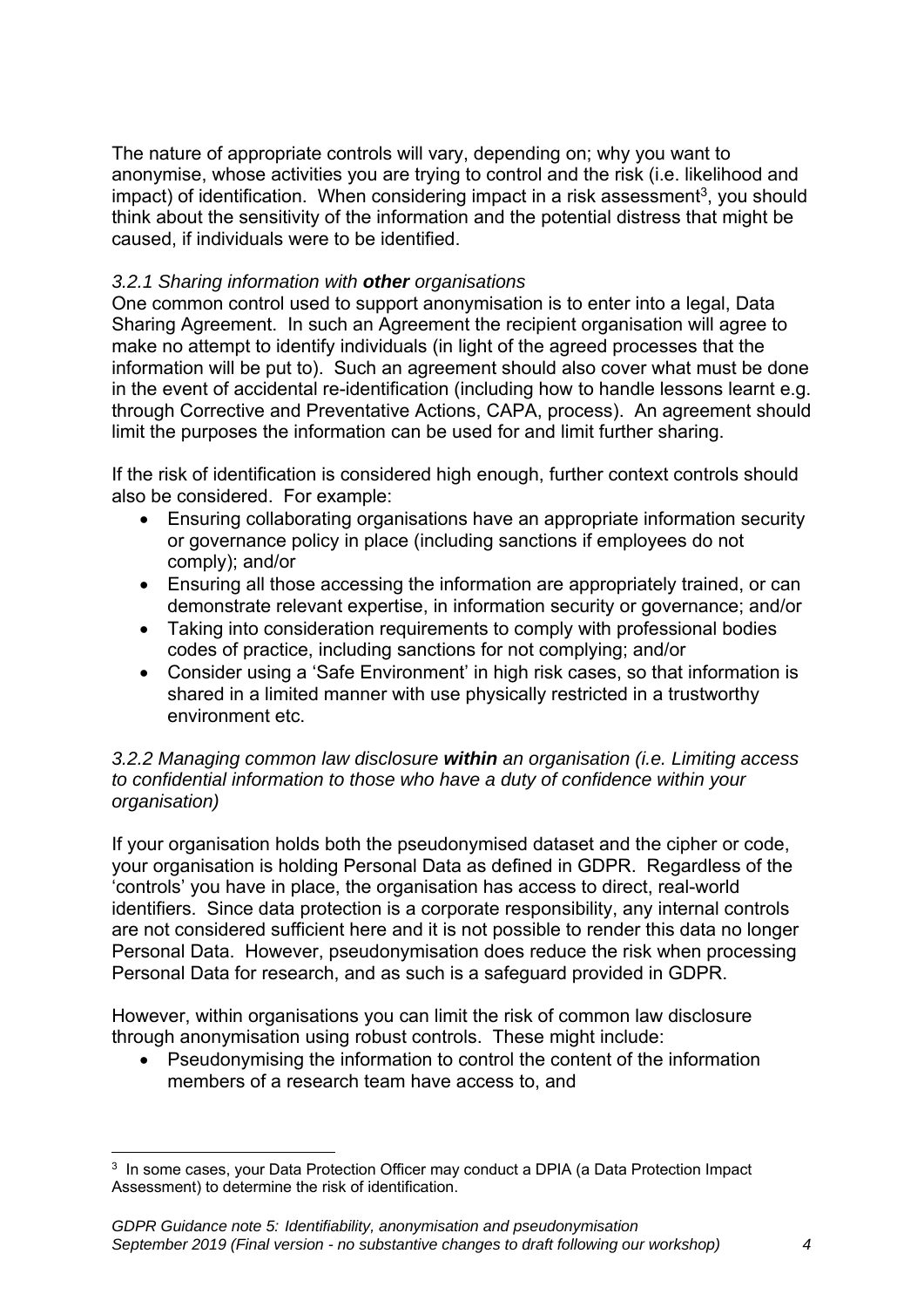The nature of appropriate controls will vary, depending on; why you want to anonymise, whose activities you are trying to control and the risk (i.e. likelihood and impact) of identification. When considering impact in a risk assessment[3], you should think about the sensitivity of the information and the potential distress that might be caused, if individuals were to be identified.

*3.2.1 Sharing information with **other** organisations*

One common control used to support anonymisation is to enter into a legal, Data Sharing Agreement. In such an Agreement the recipient organisation will agree to make no attempt to identify individuals (in light of the agreed processes that the information will be put to). Such an agreement should also cover what must be done in the event of accidental re-identification (including how to handle lessons learnt e.g. through Corrective and Preventative Actions, CAPA, process). An agreement should limit the purposes the information can be used for and limit further sharing.

If the risk of identification is considered high enough, further context controls should also be considered. For example:

- Ensuring collaborating organisations have an appropriate information security or governance policy in place (including sanctions if employees do not comply); and/or
- Ensuring all those accessing the information are appropriately trained, or can demonstrate relevant expertise, in information security or governance; and/or
- Taking into consideration requirements to comply with professional bodies codes of practice, including sanctions for not complying; and/or
- Consider using a 'Safe Environment' in high risk cases, so that information is shared in a limited manner with use physically restricted in a trustworthy environment etc.

*3.2.2 Managing common law disclosure **within** an organisation (i.e. Limiting access to confidential information to those who have a duty of confidence within your organisation)*

If your organisation holds both the pseudonymised dataset and the cipher or code, your organisation is holding Personal Data as defined in GDPR. Regardless of the 'controls' you have in place, the organisation has access to direct, real-world identifiers. Since data protection is a corporate responsibility, any internal controls are not considered sufficient here and it is not possible to render this data no longer Personal Data. However, pseudonymisation does reduce the risk when processing Personal Data for research, and as such is a safeguard provided in GDPR.

However, within organisations you can limit the risk of common law disclosure through anonymisation using robust controls. These might include:

- Pseudonymising the information to control the content of the information members of a research team have access to, and

[3] In some cases, your Data Protection Officer may conduct a DPIA (a Data Protection Impact Assessment) to determine the risk of identification.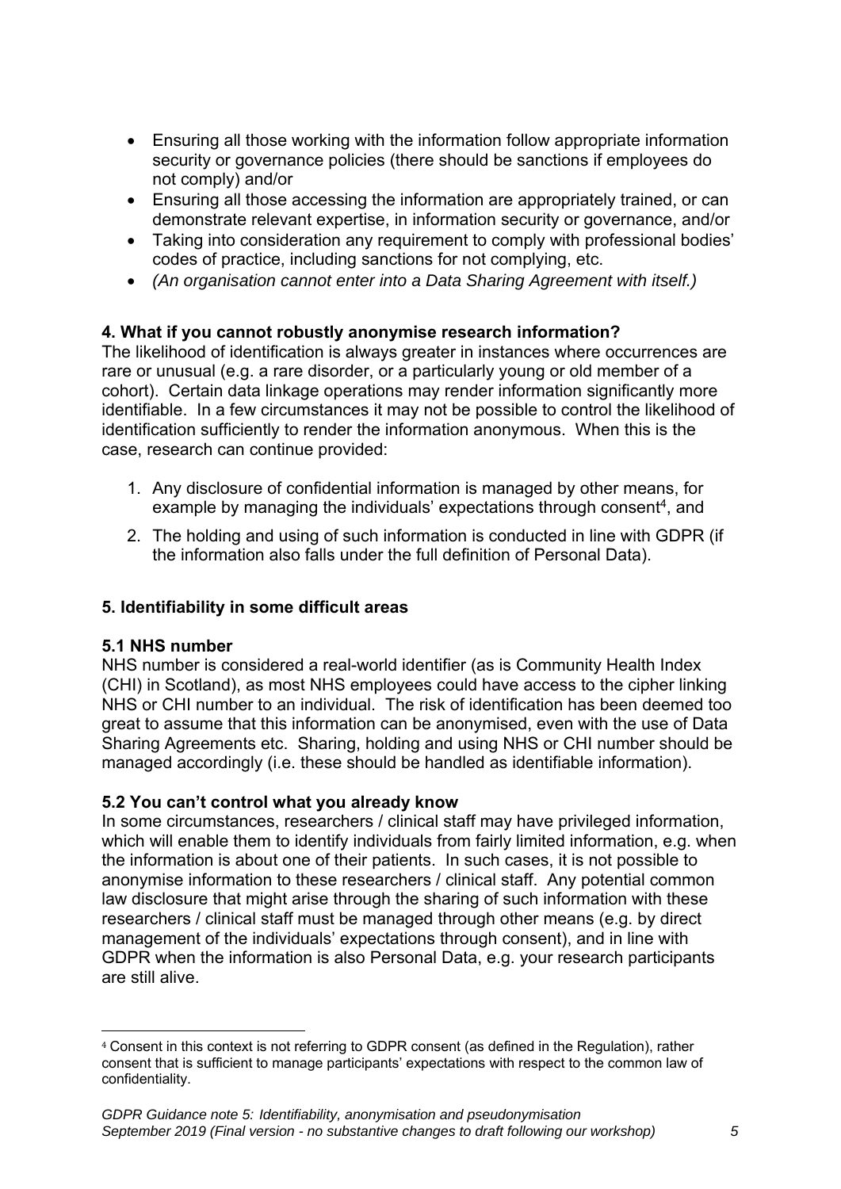- Ensuring all those working with the information follow appropriate information security or governance policies (there should be sanctions if employees do not comply) and/or
- Ensuring all those accessing the information are appropriately trained, or can demonstrate relevant expertise, in information security or governance, and/or
- Taking into consideration any requirement to comply with professional bodies' codes of practice, including sanctions for not complying, etc.
- *(An organisation cannot enter into a Data Sharing Agreement with itself.)*

### 4. What if you cannot robustly anonymise research information?

The likelihood of identification is always greater in instances where occurrences are rare or unusual (e.g. a rare disorder, or a particularly young or old member of a cohort). Certain data linkage operations may render information significantly more identifiable. In a few circumstances it may not be possible to control the likelihood of identification sufficiently to render the information anonymous. When this is the case, research can continue provided:

1. Any disclosure of confidential information is managed by other means, for example by managing the individuals' expectations through consent[4], and
2. The holding and using of such information is conducted in line with GDPR (if the information also falls under the full definition of Personal Data).

### 5. Identifiability in some difficult areas

#### 5.1 NHS number

NHS number is considered a real-world identifier (as is Community Health Index (CHI) in Scotland), as most NHS employees could have access to the cipher linking NHS or CHI number to an individual. The risk of identification has been deemed too great to assume that this information can be anonymised, even with the use of Data Sharing Agreements etc. Sharing, holding and using NHS or CHI number should be managed accordingly (i.e. these should be handled as identifiable information).

#### 5.2 You can't control what you already know

In some circumstances, researchers / clinical staff may have privileged information, which will enable them to identify individuals from fairly limited information, e.g. when the information is about one of their patients. In such cases, it is not possible to anonymise information to these researchers / clinical staff. Any potential common law disclosure that might arise through the sharing of such information with these researchers / clinical staff must be managed through other means (e.g. by direct management of the individuals' expectations through consent), and in line with GDPR when the information is also Personal Data, e.g. your research participants are still alive.

---

[4] Consent in this context is not referring to GDPR consent (as defined in the Regulation), rather consent that is sufficient to manage participants' expectations with respect to the common law of confidentiality.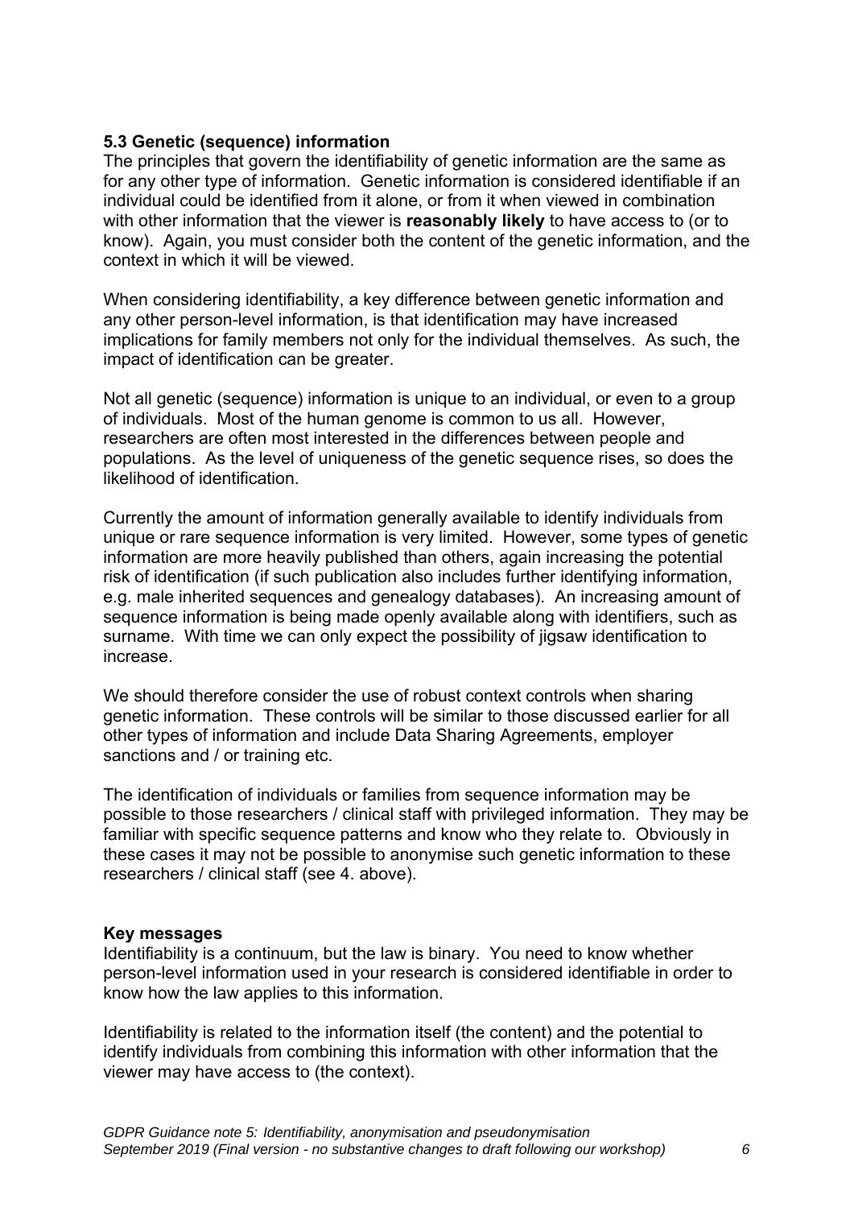### 5.3 Genetic (sequence) information

The principles that govern the identifiability of genetic information are the same as for any other type of information. Genetic information is considered identifiable if an individual could be identified from it alone, or from it when viewed in combination with other information that the viewer is **reasonably likely** to have access to (or to know). Again, you must consider both the content of the genetic information, and the context in which it will be viewed.

When considering identifiability, a key difference between genetic information and any other person-level information, is that identification may have increased implications for family members not only for the individual themselves. As such, the impact of identification can be greater.

Not all genetic (sequence) information is unique to an individual, or even to a group of individuals. Most of the human genome is common to us all. However, researchers are often most interested in the differences between people and populations. As the level of uniqueness of the genetic sequence rises, so does the likelihood of identification.

Currently the amount of information generally available to identify individuals from unique or rare sequence information is very limited. However, some types of genetic information are more heavily published than others, again increasing the potential risk of identification (if such publication also includes further identifying information, e.g. male inherited sequences and genealogy databases). An increasing amount of sequence information is being made openly available along with identifiers, such as surname. With time we can only expect the possibility of jigsaw identification to increase.

We should therefore consider the use of robust context controls when sharing genetic information. These controls will be similar to those discussed earlier for all other types of information and include Data Sharing Agreements, employer sanctions and / or training etc.

The identification of individuals or families from sequence information may be possible to those researchers / clinical staff with privileged information. They may be familiar with specific sequence patterns and know who they relate to. Obviously in these cases it may not be possible to anonymise such genetic information to these researchers / clinical staff (see 4. above).

### Key messages

Identifiability is a continuum, but the law is binary. You need to know whether person-level information used in your research is considered identifiable in order to know how the law applies to this information.

Identifiability is related to the information itself (the content) and the potential to identify individuals from combining this information with other information that the viewer may have access to (the context).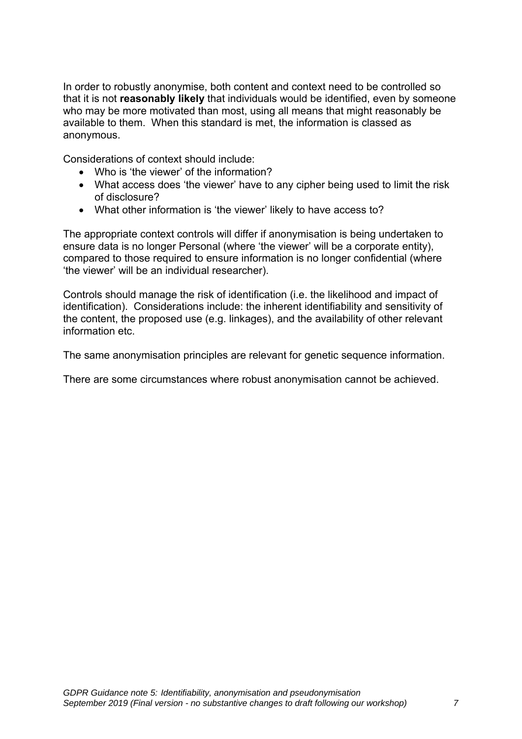In order to robustly anonymise, both content and context need to be controlled so that it is not **reasonably likely** that individuals would be identified, even by someone who may be more motivated than most, using all means that might reasonably be available to them. When this standard is met, the information is classed as anonymous.

Considerations of context should include:

- Who is 'the viewer' of the information?
- What access does 'the viewer' have to any cipher being used to limit the risk of disclosure?
- What other information is 'the viewer' likely to have access to?

The appropriate context controls will differ if anonymisation is being undertaken to ensure data is no longer Personal (where 'the viewer' will be a corporate entity), compared to those required to ensure information is no longer confidential (where 'the viewer' will be an individual researcher).

Controls should manage the risk of identification (i.e. the likelihood and impact of identification). Considerations include: the inherent identifiability and sensitivity of the content, the proposed use (e.g. linkages), and the availability of other relevant information etc.

The same anonymisation principles are relevant for genetic sequence information.

There are some circumstances where robust anonymisation cannot be achieved.